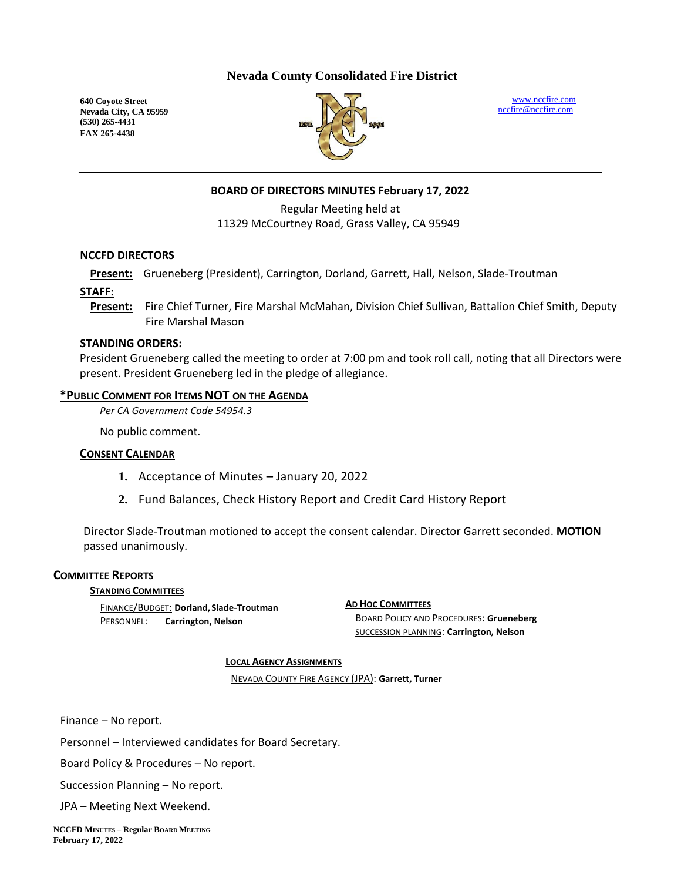# Nevada County Consolidated Fire District

**640 Coyote Street**
**Nevada City, CA 95959**
**(530) 265-4431**
**FAX 265-4438**

www.nccfire.com
nccfire@nccfire.com

---

## BOARD OF DIRECTORS MINUTES February 17, 2022

Regular Meeting held at
11329 McCourtney Road, Grass Valley, CA 95949

### NCCFD DIRECTORS

**Present:** Grueneberg (President), Carrington, Dorland, Garrett, Hall, Nelson, Slade-Troutman

### STAFF:

**Present:** Fire Chief Turner, Fire Marshal McMahan, Division Chief Sullivan, Battalion Chief Smith, Deputy Fire Marshal Mason

### STANDING ORDERS:

President Grueneberg called the meeting to order at 7:00 pm and took roll call, noting that all Directors were present. President Grueneberg led in the pledge of allegiance.

### *PUBLIC COMMENT FOR ITEMS NOT ON THE AGENDA

*Per CA Government Code 54954.3*

No public comment.

### CONSENT CALENDAR

1. Acceptance of Minutes – January 20, 2022
2. Fund Balances, Check History Report and Credit Card History Report

Director Slade-Troutman motioned to accept the consent calendar. Director Garrett seconded. **MOTION** passed unanimously.

### COMMITTEE REPORTS

**STANDING COMMITTEES**

FINANCE/BUDGET: **Dorland, Slade-Troutman**
PERSONNEL: **Carrington, Nelson**

**AD HOC COMMITTEES**

BOARD POLICY AND PROCEDURES: **Grueneberg**
SUCCESSION PLANNING: **Carrington, Nelson**

**LOCAL AGENCY ASSIGNMENTS**

NEVADA COUNTY FIRE AGENCY (JPA): **Garrett, Turner**

Finance – No report.

Personnel – Interviewed candidates for Board Secretary.

Board Policy & Procedures – No report.

Succession Planning – No report.

JPA – Meeting Next Weekend.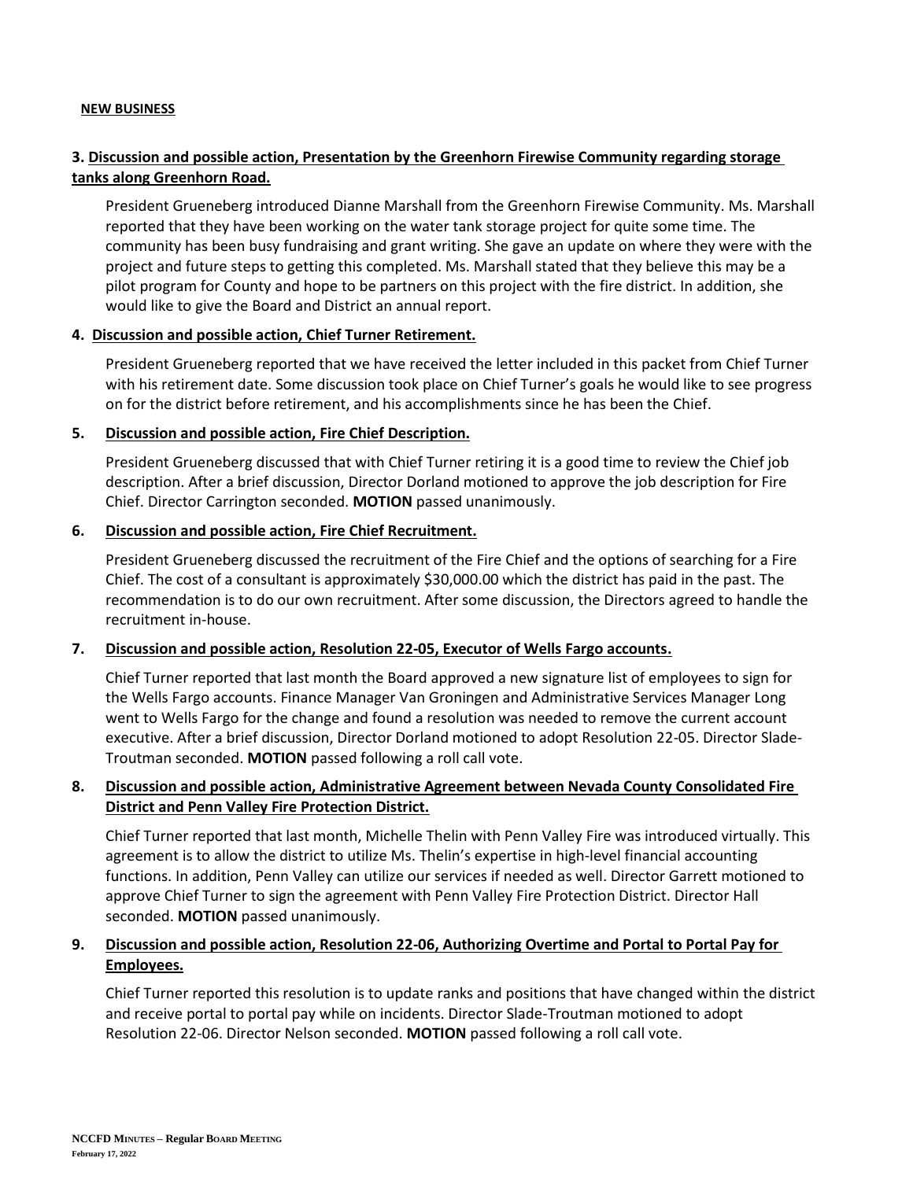**NEW BUSINESS**

**3. Discussion and possible action, Presentation by the Greenhorn Firewise Community regarding storage tanks along Greenhorn Road.**

President Grueneberg introduced Dianne Marshall from the Greenhorn Firewise Community. Ms. Marshall reported that they have been working on the water tank storage project for quite some time. The community has been busy fundraising and grant writing. She gave an update on where they were with the project and future steps to getting this completed. Ms. Marshall stated that they believe this may be a pilot program for County and hope to be partners on this project with the fire district. In addition, she would like to give the Board and District an annual report.

**4. Discussion and possible action, Chief Turner Retirement.**

President Grueneberg reported that we have received the letter included in this packet from Chief Turner with his retirement date. Some discussion took place on Chief Turner's goals he would like to see progress on for the district before retirement, and his accomplishments since he has been the Chief.

**5. Discussion and possible action, Fire Chief Description.**

President Grueneberg discussed that with Chief Turner retiring it is a good time to review the Chief job description. After a brief discussion, Director Dorland motioned to approve the job description for Fire Chief. Director Carrington seconded. **MOTION** passed unanimously.

**6. Discussion and possible action, Fire Chief Recruitment.**

President Grueneberg discussed the recruitment of the Fire Chief and the options of searching for a Fire Chief. The cost of a consultant is approximately $30,000.00 which the district has paid in the past. The recommendation is to do our own recruitment. After some discussion, the Directors agreed to handle the recruitment in-house.

**7. Discussion and possible action, Resolution 22-05, Executor of Wells Fargo accounts.**

Chief Turner reported that last month the Board approved a new signature list of employees to sign for the Wells Fargo accounts. Finance Manager Van Groningen and Administrative Services Manager Long went to Wells Fargo for the change and found a resolution was needed to remove the current account executive. After a brief discussion, Director Dorland motioned to adopt Resolution 22-05. Director Slade-Troutman seconded. **MOTION** passed following a roll call vote.

**8. Discussion and possible action, Administrative Agreement between Nevada County Consolidated Fire District and Penn Valley Fire Protection District.**

Chief Turner reported that last month, Michelle Thelin with Penn Valley Fire was introduced virtually. This agreement is to allow the district to utilize Ms. Thelin's expertise in high-level financial accounting functions. In addition, Penn Valley can utilize our services if needed as well. Director Garrett motioned to approve Chief Turner to sign the agreement with Penn Valley Fire Protection District. Director Hall seconded. **MOTION** passed unanimously.

**9. Discussion and possible action, Resolution 22-06, Authorizing Overtime and Portal to Portal Pay for Employees.**

Chief Turner reported this resolution is to update ranks and positions that have changed within the district and receive portal to portal pay while on incidents. Director Slade-Troutman motioned to adopt Resolution 22-06. Director Nelson seconded. **MOTION** passed following a roll call vote.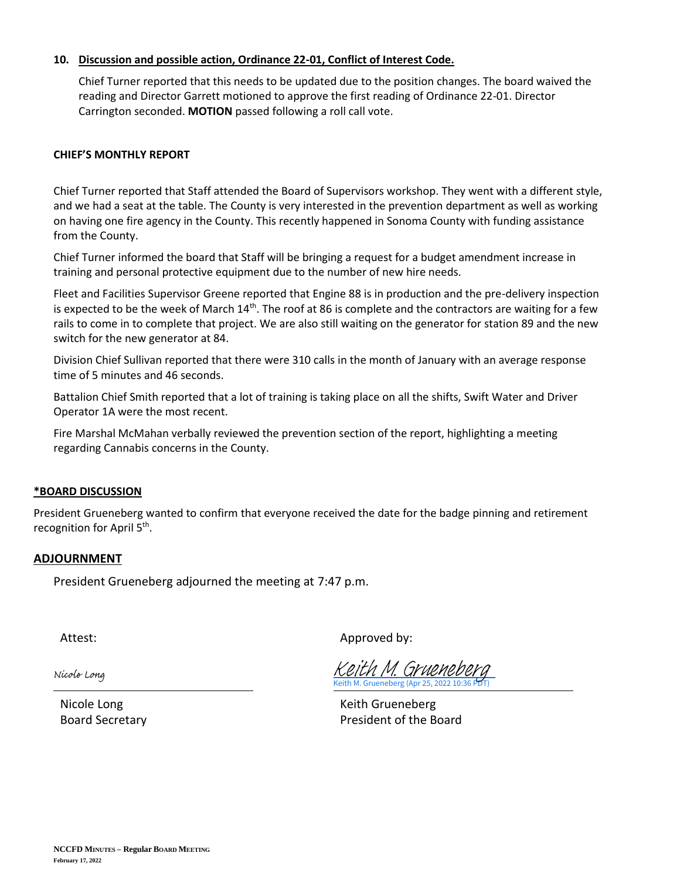**10. Discussion and possible action, Ordinance 22-01, Conflict of Interest Code.**

Chief Turner reported that this needs to be updated due to the position changes. The board waived the reading and Director Garrett motioned to approve the first reading of Ordinance 22-01. Director Carrington seconded. **MOTION** passed following a roll call vote.

**CHIEF'S MONTHLY REPORT**

Chief Turner reported that Staff attended the Board of Supervisors workshop. They went with a different style, and we had a seat at the table. The County is very interested in the prevention department as well as working on having one fire agency in the County. This recently happened in Sonoma County with funding assistance from the County.

Chief Turner informed the board that Staff will be bringing a request for a budget amendment increase in training and personal protective equipment due to the number of new hire needs.

Fleet and Facilities Supervisor Greene reported that Engine 88 is in production and the pre-delivery inspection is expected to be the week of March 14th. The roof at 86 is complete and the contractors are waiting for a few rails to come in to complete that project. We are also still waiting on the generator for station 89 and the new switch for the new generator at 84.

Division Chief Sullivan reported that there were 310 calls in the month of January with an average response time of 5 minutes and 46 seconds.

Battalion Chief Smith reported that a lot of training is taking place on all the shifts, Swift Water and Driver Operator 1A were the most recent.

Fire Marshal McMahan verbally reviewed the prevention section of the report, highlighting a meeting regarding Cannabis concerns in the County.

**\*BOARD DISCUSSION**

President Grueneberg wanted to confirm that everyone received the date for the badge pinning and retirement recognition for April 5th.

## ADJOURNMENT

President Grueneberg adjourned the meeting at 7:47 p.m.

| Attest: | Approved by: |
|---|---|
| Nicole Long | Keith M. Grueneberg<br>Keith M. Grueneberg (Apr 25, 2022 10:36 PDT) |
| Nicole Long<br>Board Secretary | Keith Grueneberg<br>President of the Board |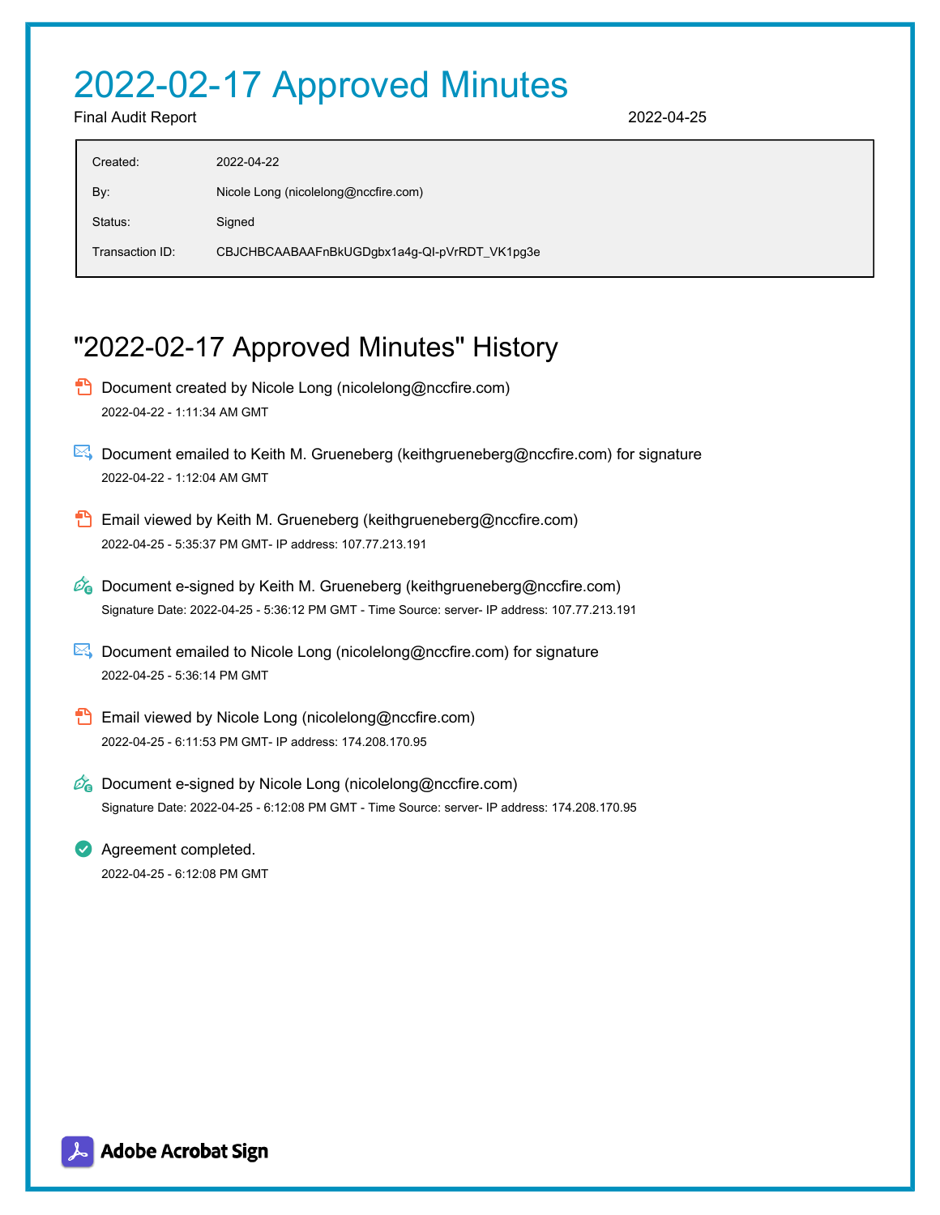# 2022-02-17 Approved Minutes

Final Audit Report 2022-04-25

| | |
|---|---|
| Created: | 2022-04-22 |
| By: | Nicole Long (nicolelong@nccfire.com) |
| Status: | Signed |
| Transaction ID: | CBJCHBCAABAAFnBkUGDgbx1a4g-QI-pVrRDT_VK1pg3e |

## "2022-02-17 Approved Minutes" History

- Document created by Nicole Long (nicolelong@nccfire.com)
  2022-04-22 - 1:11:34 AM GMT

- Document emailed to Keith M. Grueneberg (keithgrueneberg@nccfire.com) for signature
  2022-04-22 - 1:12:04 AM GMT

- Email viewed by Keith M. Grueneberg (keithgrueneberg@nccfire.com)
  2022-04-25 - 5:35:37 PM GMT- IP address: 107.77.213.191

- Document e-signed by Keith M. Grueneberg (keithgrueneberg@nccfire.com)
  Signature Date: 2022-04-25 - 5:36:12 PM GMT - Time Source: server- IP address: 107.77.213.191

- Document emailed to Nicole Long (nicolelong@nccfire.com) for signature
  2022-04-25 - 5:36:14 PM GMT

- Email viewed by Nicole Long (nicolelong@nccfire.com)
  2022-04-25 - 6:11:53 PM GMT- IP address: 174.208.170.95

- Document e-signed by Nicole Long (nicolelong@nccfire.com)
  Signature Date: 2022-04-25 - 6:12:08 PM GMT - Time Source: server- IP address: 174.208.170.95

- Agreement completed.
  2022-04-25 - 6:12:08 PM GMT

Adobe Acrobat Sign